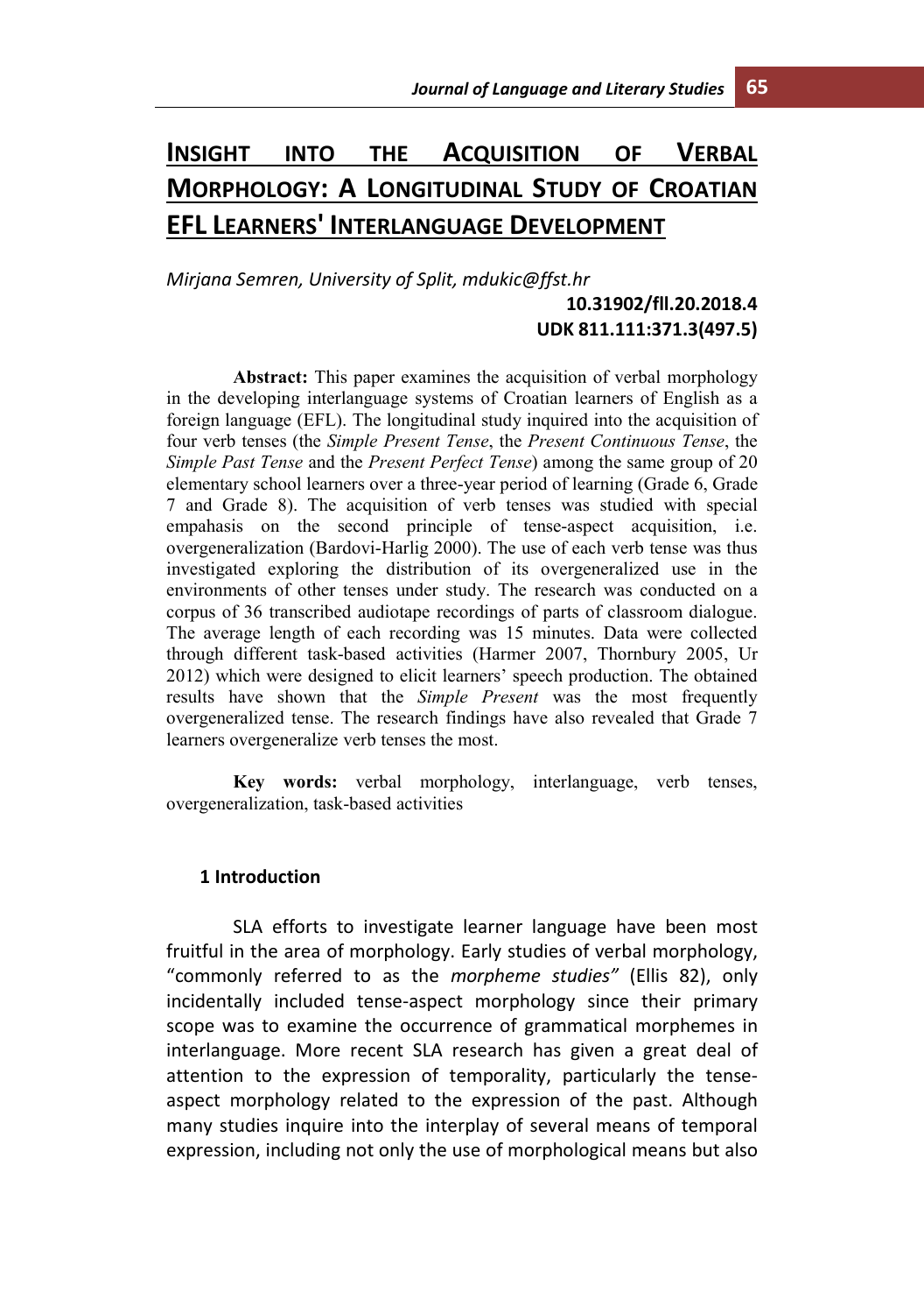# INSIGHT INTO THE ACQUISITION OF VERBAL MORPHOLOGY: A LONGITUDINAL STUDY OF CROATIAN EFL LEARNERS' INTERLANGUAGE DEVELOPMENT

*Mirjana Semren, University of Split, mdukic@ffst.hr*

**10.31902/fll.20.2018.4**
**UDK 811.111:371.3(497.5)**

**Abstract:** This paper examines the acquisition of verbal morphology in the developing interlanguage systems of Croatian learners of English as a foreign language (EFL). The longitudinal study inquired into the acquisition of four verb tenses (the *Simple Present Tense*, the *Present Continuous Tense*, the *Simple Past Tense* and the *Present Perfect Tense*) among the same group of 20 elementary school learners over a three-year period of learning (Grade 6, Grade 7 and Grade 8). The acquisition of verb tenses was studied with special empahasis on the second principle of tense-aspect acquisition, i.e. overgeneralization (Bardovi-Harlig 2000). The use of each verb tense was thus investigated exploring the distribution of its overgeneralized use in the environments of other tenses under study. The research was conducted on a corpus of 36 transcribed audiotape recordings of parts of classroom dialogue. The average length of each recording was 15 minutes. Data were collected through different task-based activities (Harmer 2007, Thornbury 2005, Ur 2012) which were designed to elicit learners' speech production. The obtained results have shown that the *Simple Present* was the most frequently overgeneralized tense. The research findings have also revealed that Grade 7 learners overgeneralize verb tenses the most.

**Key words:** verbal morphology, interlanguage, verb tenses, overgeneralization, task-based activities

## 1 Introduction

SLA efforts to investigate learner language have been most fruitful in the area of morphology. Early studies of verbal morphology, "commonly referred to as the *morpheme studies"* (Ellis 82), only incidentally included tense-aspect morphology since their primary scope was to examine the occurrence of grammatical morphemes in interlanguage. More recent SLA research has given a great deal of attention to the expression of temporality, particularly the tense-aspect morphology related to the expression of the past. Although many studies inquire into the interplay of several means of temporal expression, including not only the use of morphological means but also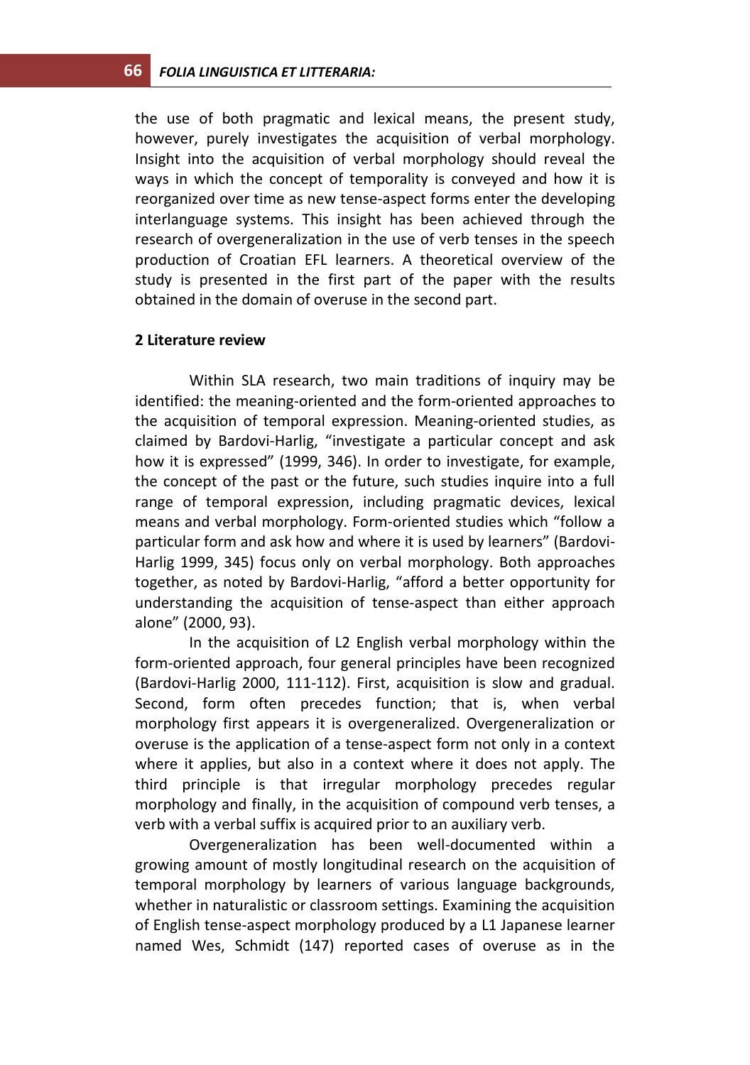the use of both pragmatic and lexical means, the present study, however, purely investigates the acquisition of verbal morphology. Insight into the acquisition of verbal morphology should reveal the ways in which the concept of temporality is conveyed and how it is reorganized over time as new tense-aspect forms enter the developing interlanguage systems. This insight has been achieved through the research of overgeneralization in the use of verb tenses in the speech production of Croatian EFL learners. A theoretical overview of the study is presented in the first part of the paper with the results obtained in the domain of overuse in the second part.

## 2 Literature review

Within SLA research, two main traditions of inquiry may be identified: the meaning-oriented and the form-oriented approaches to the acquisition of temporal expression. Meaning-oriented studies, as claimed by Bardovi-Harlig, "investigate a particular concept and ask how it is expressed" (1999, 346). In order to investigate, for example, the concept of the past or the future, such studies inquire into a full range of temporal expression, including pragmatic devices, lexical means and verbal morphology. Form-oriented studies which "follow a particular form and ask how and where it is used by learners" (Bardovi-Harlig 1999, 345) focus only on verbal morphology. Both approaches together, as noted by Bardovi-Harlig, "afford a better opportunity for understanding the acquisition of tense-aspect than either approach alone" (2000, 93).

In the acquisition of L2 English verbal morphology within the form-oriented approach, four general principles have been recognized (Bardovi-Harlig 2000, 111-112). First, acquisition is slow and gradual. Second, form often precedes function; that is, when verbal morphology first appears it is overgeneralized. Overgeneralization or overuse is the application of a tense-aspect form not only in a context where it applies, but also in a context where it does not apply. The third principle is that irregular morphology precedes regular morphology and finally, in the acquisition of compound verb tenses, a verb with a verbal suffix is acquired prior to an auxiliary verb.

Overgeneralization has been well-documented within a growing amount of mostly longitudinal research on the acquisition of temporal morphology by learners of various language backgrounds, whether in naturalistic or classroom settings. Examining the acquisition of English tense-aspect morphology produced by a L1 Japanese learner named Wes, Schmidt (147) reported cases of overuse as in the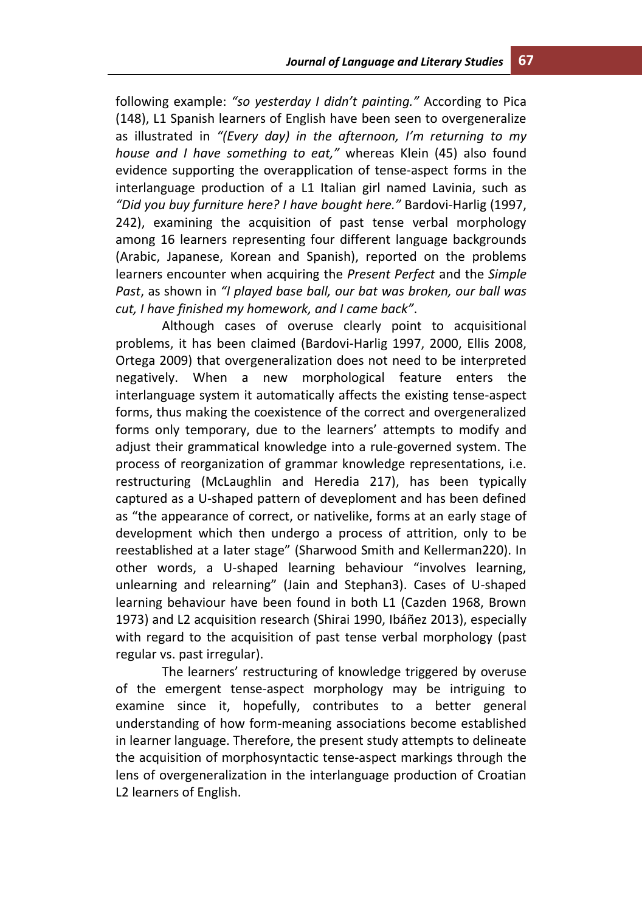following example: *"so yesterday I didn't painting."* According to Pica (148), L1 Spanish learners of English have been seen to overgeneralize as illustrated in *"(Every day) in the afternoon, I'm returning to my house and I have something to eat,"* whereas Klein (45) also found evidence supporting the overapplication of tense-aspect forms in the interlanguage production of a L1 Italian girl named Lavinia, such as *"Did you buy furniture here? I have bought here."* Bardovi-Harlig (1997, 242), examining the acquisition of past tense verbal morphology among 16 learners representing four different language backgrounds (Arabic, Japanese, Korean and Spanish), reported on the problems learners encounter when acquiring the *Present Perfect* and the *Simple Past*, as shown in *"I played base ball, our bat was broken, our ball was cut, I have finished my homework, and I came back"*.

Although cases of overuse clearly point to acquisitional problems, it has been claimed (Bardovi-Harlig 1997, 2000, Ellis 2008, Ortega 2009) that overgeneralization does not need to be interpreted negatively. When a new morphological feature enters the interlanguage system it automatically affects the existing tense-aspect forms, thus making the coexistence of the correct and overgeneralized forms only temporary, due to the learners' attempts to modify and adjust their grammatical knowledge into a rule-governed system. The process of reorganization of grammar knowledge representations, i.e. restructuring (McLaughlin and Heredia 217), has been typically captured as a U-shaped pattern of deveplopment and has been defined as "the appearance of correct, or nativelike, forms at an early stage of development which then undergo a process of attrition, only to be reestablished at a later stage" (Sharwood Smith and Kellerman220). In other words, a U-shaped learning behaviour "involves learning, unlearning and relearning" (Jain and Stephan3). Cases of U-shaped learning behaviour have been found in both L1 (Cazden 1968, Brown 1973) and L2 acquisition research (Shirai 1990, Ibáñez 2013), especially with regard to the acquisition of past tense verbal morphology (past regular vs. past irregular).

The learners' restructuring of knowledge triggered by overuse of the emergent tense-aspect morphology may be intriguing to examine since it, hopefully, contributes to a better general understanding of how form-meaning associations become established in learner language. Therefore, the present study attempts to delineate the acquisition of morphosyntactic tense-aspect markings through the lens of overgeneralization in the interlanguage production of Croatian L2 learners of English.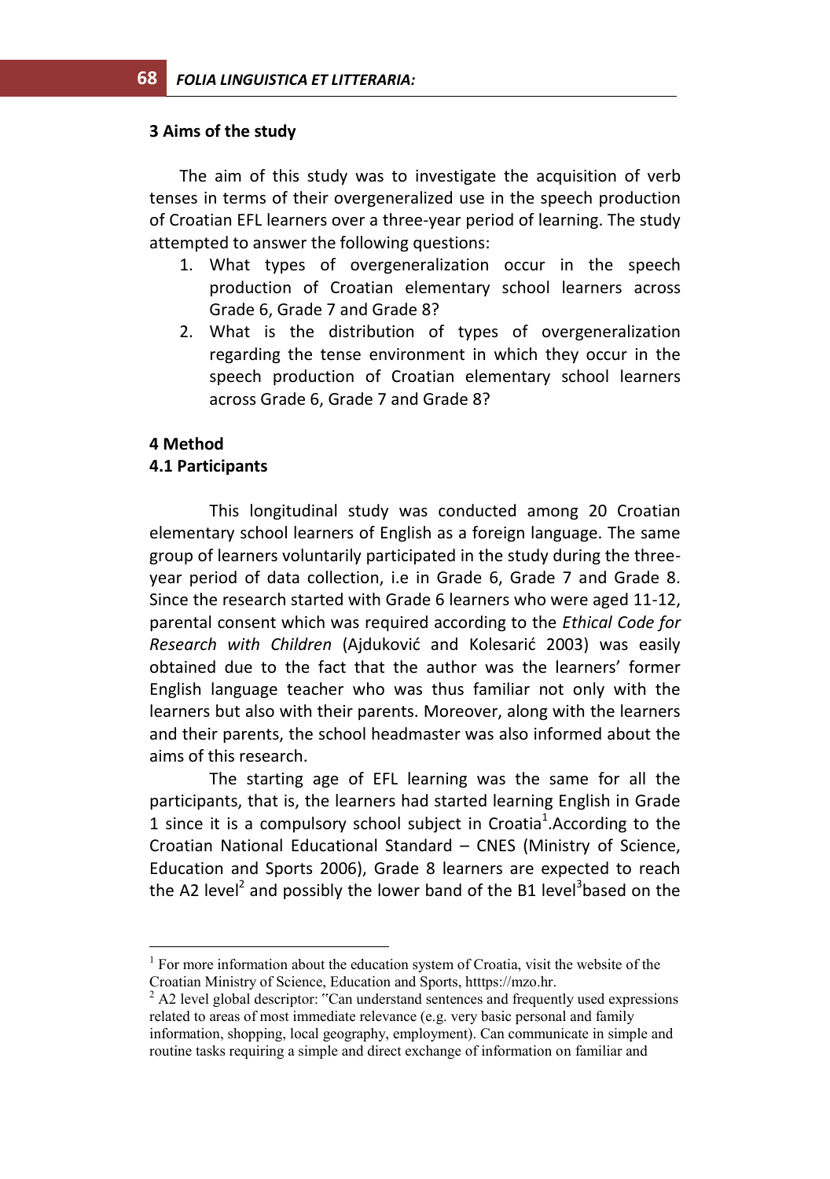## 3 Aims of the study

The aim of this study was to investigate the acquisition of verb tenses in terms of their overgeneralized use in the speech production of Croatian EFL learners over a three-year period of learning. The study attempted to answer the following questions:

1. What types of overgeneralization occur in the speech production of Croatian elementary school learners across Grade 6, Grade 7 and Grade 8?
2. What is the distribution of types of overgeneralization regarding the tense environment in which they occur in the speech production of Croatian elementary school learners across Grade 6, Grade 7 and Grade 8?

## 4 Method

### 4.1 Participants

This longitudinal study was conducted among 20 Croatian elementary school learners of English as a foreign language. The same group of learners voluntarily participated in the study during the three-year period of data collection, i.e in Grade 6, Grade 7 and Grade 8. Since the research started with Grade 6 learners who were aged 11-12, parental consent which was required according to the *Ethical Code for Research with Children* (Ajduković and Kolesarić 2003) was easily obtained due to the fact that the author was the learners' former English language teacher who was thus familiar not only with the learners but also with their parents. Moreover, along with the learners and their parents, the school headmaster was also informed about the aims of this research.

The starting age of EFL learning was the same for all the participants, that is, the learners had started learning English in Grade 1 since it is a compulsory school subject in Croatia[1].According to the Croatian National Educational Standard – CNES (Ministry of Science, Education and Sports 2006), Grade 8 learners are expected to reach the A2 level[2] and possibly the lower band of the B1 level[3]based on the

---

[1] For more information about the education system of Croatia, visit the website of the Croatian Ministry of Science, Education and Sports, htttps://mzo.hr.

[2] A2 level global descriptor: "Can understand sentences and frequently used expressions related to areas of most immediate relevance (e.g. very basic personal and family information, shopping, local geography, employment). Can communicate in simple and routine tasks requiring a simple and direct exchange of information on familiar and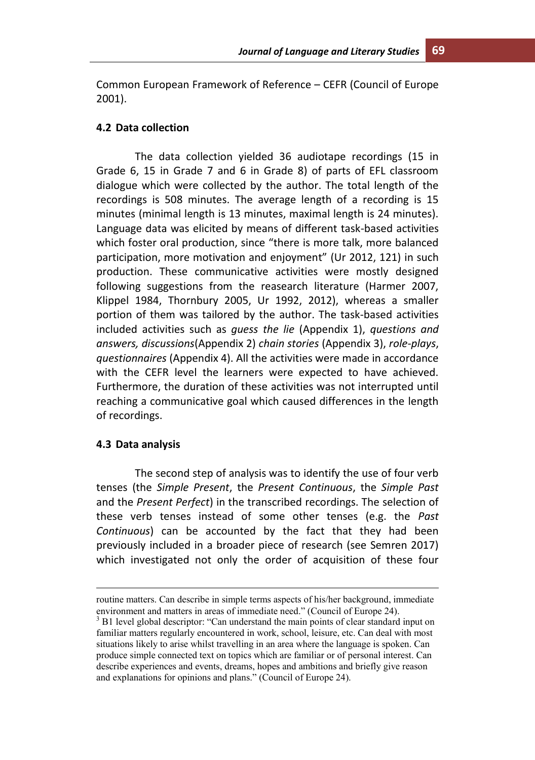Common European Framework of Reference – CEFR (Council of Europe 2001).

### 4.2 Data collection

The data collection yielded 36 audiotape recordings (15 in Grade 6, 15 in Grade 7 and 6 in Grade 8) of parts of EFL classroom dialogue which were collected by the author. The total length of the recordings is 508 minutes. The average length of a recording is 15 minutes (minimal length is 13 minutes, maximal length is 24 minutes). Language data was elicited by means of different task-based activities which foster oral production, since "there is more talk, more balanced participation, more motivation and enjoyment" (Ur 2012, 121) in such production. These communicative activities were mostly designed following suggestions from the reasearch literature (Harmer 2007, Klippel 1984, Thornbury 2005, Ur 1992, 2012), whereas a smaller portion of them was tailored by the author. The task-based activities included activities such as *guess the lie* (Appendix 1), *questions and answers, discussions*(Appendix 2) *chain stories* (Appendix 3), *role-plays*, *questionnaires* (Appendix 4). All the activities were made in accordance with the CEFR level the learners were expected to have achieved. Furthermore, the duration of these activities was not interrupted until reaching a communicative goal which caused differences in the length of recordings.

### 4.3 Data analysis

The second step of analysis was to identify the use of four verb tenses (the *Simple Present*, the *Present Continuous*, the *Simple Past* and the *Present Perfect*) in the transcribed recordings. The selection of these verb tenses instead of some other tenses (e.g. the *Past Continuous*) can be accounted by the fact that they had been previously included in a broader piece of research (see Semren 2017) which investigated not only the order of acquisition of these four

---

routine matters. Can describe in simple terms aspects of his/her background, immediate environment and matters in areas of immediate need." (Council of Europe 24).

[3] B1 level global descriptor: "Can understand the main points of clear standard input on familiar matters regularly encountered in work, school, leisure, etc. Can deal with most situations likely to arise whilst travelling in an area where the language is spoken. Can produce simple connected text on topics which are familiar or of personal interest. Can describe experiences and events, dreams, hopes and ambitions and briefly give reason and explanations for opinions and plans." (Council of Europe 24).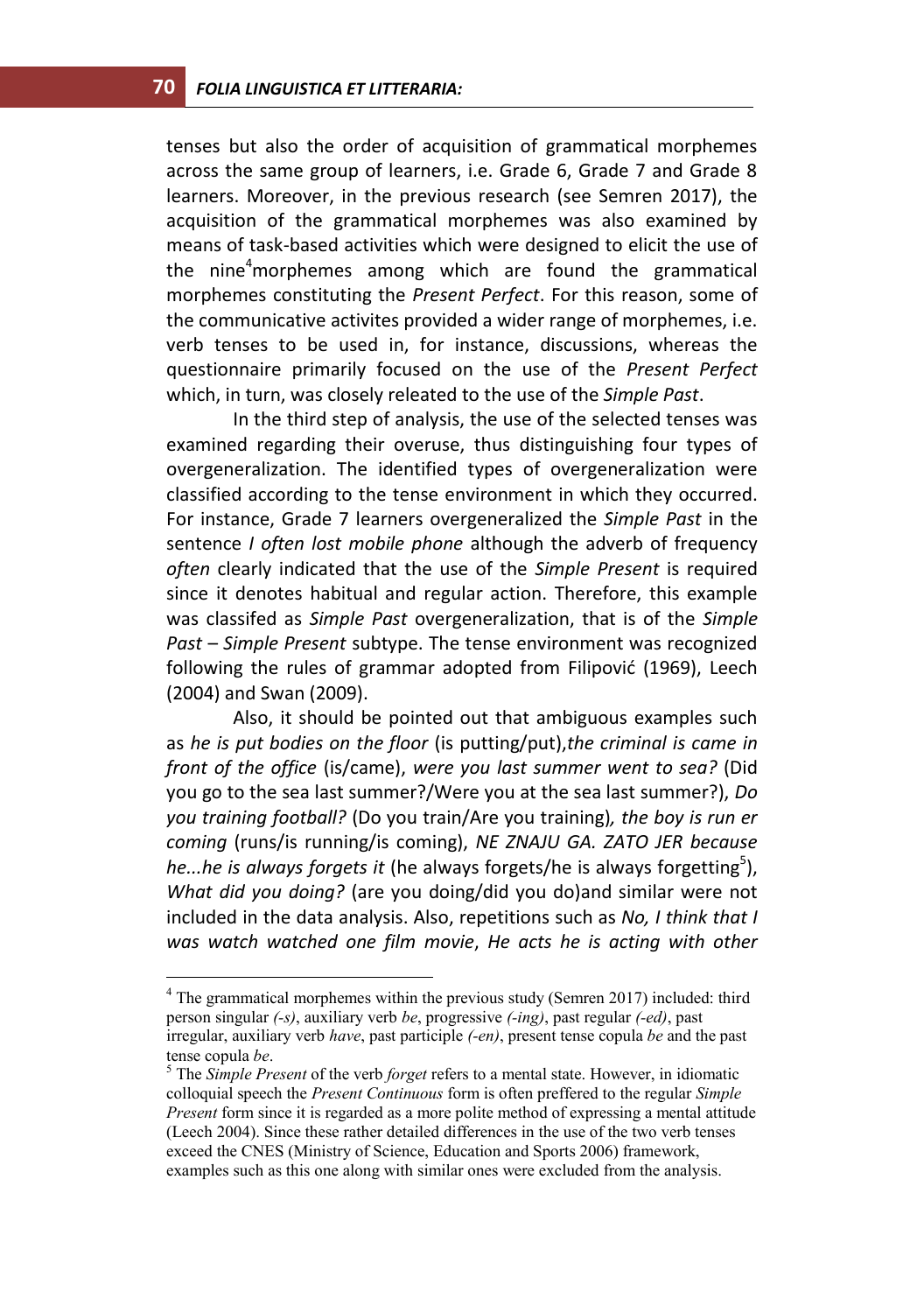tenses but also the order of acquisition of grammatical morphemes across the same group of learners, i.e. Grade 6, Grade 7 and Grade 8 learners. Moreover, in the previous research (see Semren 2017), the acquisition of the grammatical morphemes was also examined by means of task-based activities which were designed to elicit the use of the nine[4]morphemes among which are found the grammatical morphemes constituting the *Present Perfect*. For this reason, some of the communicative activites provided a wider range of morphemes, i.e. verb tenses to be used in, for instance, discussions, whereas the questionnaire primarily focused on the use of the *Present Perfect* which, in turn, was closely releated to the use of the *Simple Past*.

In the third step of analysis, the use of the selected tenses was examined regarding their overuse, thus distinguishing four types of overgeneralization. The identified types of overgeneralization were classified according to the tense environment in which they occurred. For instance, Grade 7 learners overgeneralized the *Simple Past* in the sentence *I often lost mobile phone* although the adverb of frequency *often* clearly indicated that the use of the *Simple Present* is required since it denotes habitual and regular action. Therefore, this example was classifed as *Simple Past* overgeneralization, that is of the *Simple Past – Simple Present* subtype. The tense environment was recognized following the rules of grammar adopted from Filipović (1969), Leech (2004) and Swan (2009).

Also, it should be pointed out that ambiguous examples such as *he is put bodies on the floor* (is putting/put),*the criminal is came in front of the office* (is/came), *were you last summer went to sea?* (Did you go to the sea last summer?/Were you at the sea last summer?), *Do you training football?* (Do you train/Are you training)*, the boy is run er coming* (runs/is running/is coming), *NE ZNAJU GA. ZATO JER because he...he is always forgets it* (he always forgets/he is always forgetting[5]), *What did you doing?* (are you doing/did you do)and similar were not included in the data analysis. Also, repetitions such as *No, I think that I was watch watched one film movie*, *He acts he is acting with other*

---

[4] The grammatical morphemes within the previous study (Semren 2017) included: third person singular *(-s)*, auxiliary verb *be*, progressive *(-ing)*, past regular *(-ed)*, past irregular, auxiliary verb *have*, past participle *(-en)*, present tense copula *be* and the past tense copula *be*.

[5] The *Simple Present* of the verb *forget* refers to a mental state. However, in idiomatic colloquial speech the *Present Continuous* form is often preffered to the regular *Simple Present* form since it is regarded as a more polite method of expressing a mental attitude (Leech 2004). Since these rather detailed differences in the use of the two verb tenses exceed the CNES (Ministry of Science, Education and Sports 2006) framework, examples such as this one along with similar ones were excluded from the analysis.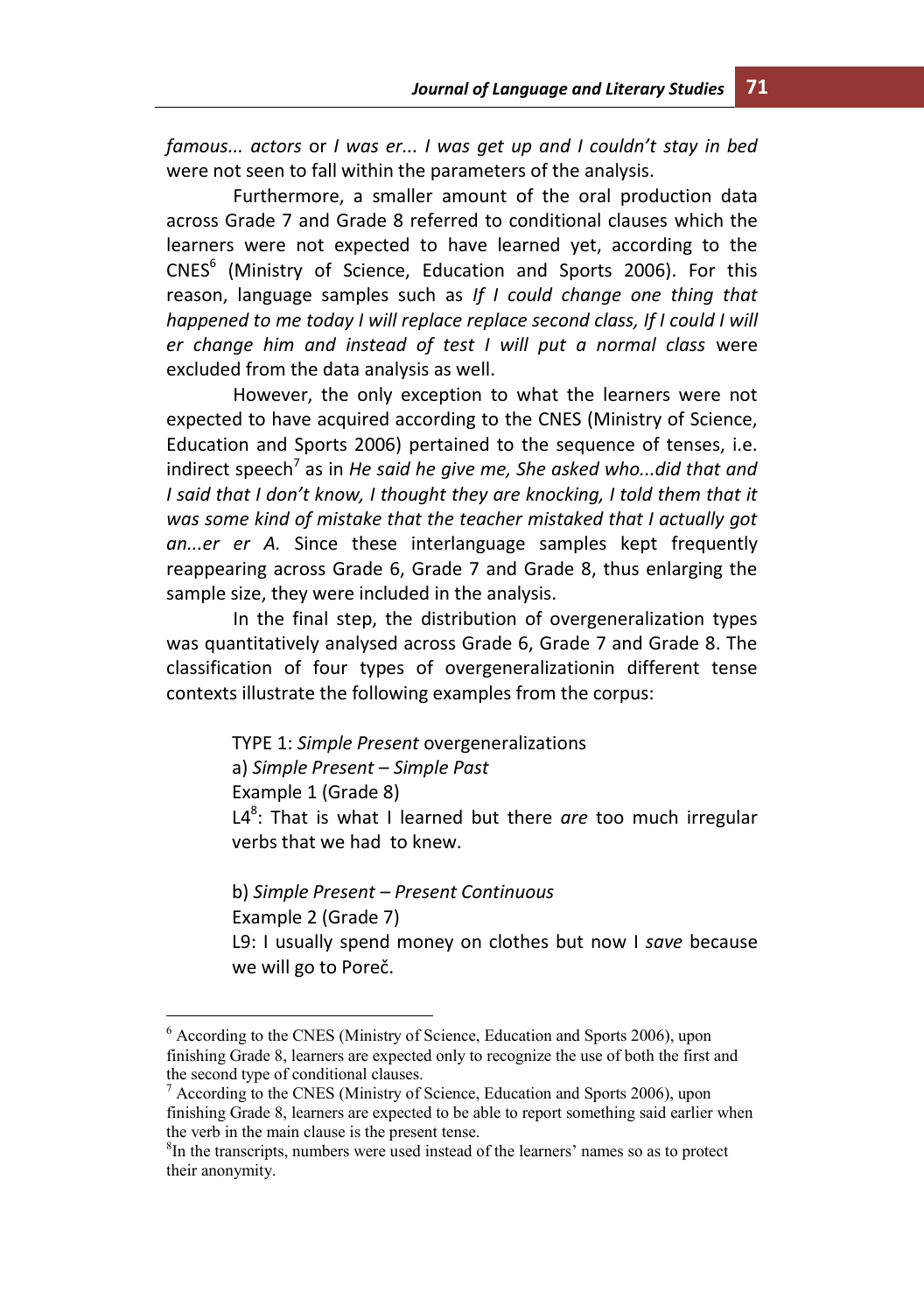*famous... actors* or *I was er... I was get up and I couldn't stay in bed* were not seen to fall within the parameters of the analysis.

Furthermore, a smaller amount of the oral production data across Grade 7 and Grade 8 referred to conditional clauses which the learners were not expected to have learned yet, according to the CNES[6] (Ministry of Science, Education and Sports 2006). For this reason, language samples such as *If I could change one thing that happened to me today I will replace replace second class, If I could I will er change him and instead of test I will put a normal class* were excluded from the data analysis as well.

However, the only exception to what the learners were not expected to have acquired according to the CNES (Ministry of Science, Education and Sports 2006) pertained to the sequence of tenses, i.e. indirect speech[7] as in *He said he give me, She asked who...did that and I said that I don't know, I thought they are knocking, I told them that it was some kind of mistake that the teacher mistaked that I actually got an...er er A.* Since these interlanguage samples kept frequently reappearing across Grade 6, Grade 7 and Grade 8, thus enlarging the sample size, they were included in the analysis.

In the final step, the distribution of overgeneralization types was quantitatively analysed across Grade 6, Grade 7 and Grade 8. The classification of four types of overgeneralizationin different tense contexts illustrate the following examples from the corpus:

TYPE 1: *Simple Present* overgeneralizations
a) *Simple Present – Simple Past*
Example 1 (Grade 8)
L4[8]: That is what I learned but there *are* too much irregular verbs that we had to knew.

b) *Simple Present – Present Continuous*
Example 2 (Grade 7)
L9: I usually spend money on clothes but now I *save* because we will go to Poreč.

---

[6] According to the CNES (Ministry of Science, Education and Sports 2006), upon finishing Grade 8, learners are expected only to recognize the use of both the first and the second type of conditional clauses.

[7] According to the CNES (Ministry of Science, Education and Sports 2006), upon finishing Grade 8, learners are expected to be able to report something said earlier when the verb in the main clause is the present tense.

[8] In the transcripts, numbers were used instead of the learners' names so as to protect their anonymity.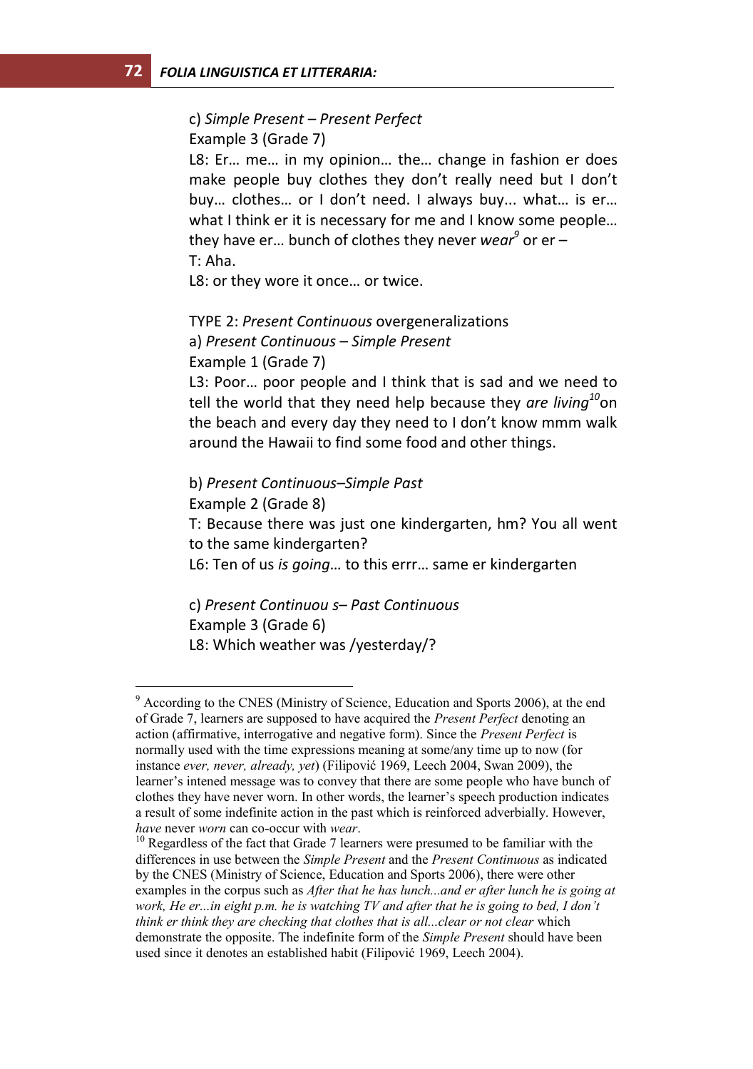c) *Simple Present – Present Perfect*
Example 3 (Grade 7)
L8: Er… me… in my opinion… the… change in fashion er does make people buy clothes they don't really need but I don't buy… clothes… or I don't need. I always buy... what… is er… what I think er it is necessary for me and I know some people… they have er… bunch of clothes they never *wear*[9] or er –
T: Aha.
L8: or they wore it once… or twice.

TYPE 2: *Present Continuous* overgeneralizations
a) *Present Continuous – Simple Present*
Example 1 (Grade 7)
L3: Poor… poor people and I think that is sad and we need to tell the world that they need help because they *are living*[10]on the beach and every day they need to I don't know mmm walk around the Hawaii to find some food and other things.

b) *Present Continuous–Simple Past*
Example 2 (Grade 8)
T: Because there was just one kindergarten, hm? You all went to the same kindergarten?
L6: Ten of us *is going*… to this errr… same er kindergarten

c) *Present Continuou s– Past Continuous*
Example 3 (Grade 6)
L8: Which weather was /yesterday/?

---

[9] According to the CNES (Ministry of Science, Education and Sports 2006), at the end of Grade 7, learners are supposed to have acquired the *Present Perfect* denoting an action (affirmative, interrogative and negative form). Since the *Present Perfect* is normally used with the time expressions meaning at some/any time up to now (for instance *ever, never, already, yet*) (Filipović 1969, Leech 2004, Swan 2009), the learner's intened message was to convey that there are some people who have bunch of clothes they have never worn. In other words, the learner's speech production indicates a result of some indefinite action in the past which is reinforced adverbially. However, *have* never *worn* can co-occur with *wear*.

[10] Regardless of the fact that Grade 7 learners were presumed to be familiar with the differences in use between the *Simple Present* and the *Present Continuous* as indicated by the CNES (Ministry of Science, Education and Sports 2006), there were other examples in the corpus such as *After that he has lunch...and er after lunch he is going at work, He er...in eight p.m. he is watching TV and after that he is going to bed, I don't think er think they are checking that clothes that is all...clear or not clear* which demonstrate the opposite. The indefinite form of the *Simple Present* should have been used since it denotes an established habit (Filipović 1969, Leech 2004).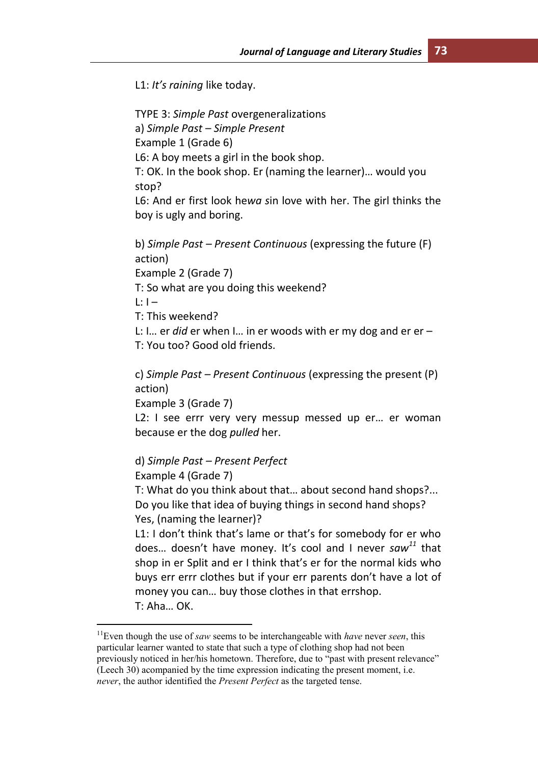L1: *It's raining* like today.

TYPE 3: *Simple Past* overgeneralizations

a) *Simple Past – Simple Present*

Example 1 (Grade 6)

L6: A boy meets a girl in the book shop.

T: OK. In the book shop. Er (naming the learner)… would you stop?

L6: And er first look he*wa s*in love with her. The girl thinks the boy is ugly and boring.

b) *Simple Past – Present Continuous* (expressing the future (F) action)

Example 2 (Grade 7)

T: So what are you doing this weekend?

L: I –

T: This weekend?

L: I… er *did* er when I… in er woods with er my dog and er er –

T: You too? Good old friends.

c) *Simple Past – Present Continuous* (expressing the present (P) action)

Example 3 (Grade 7)

L2: I see errr very very messup messed up er… er woman because er the dog *pulled* her.

d) *Simple Past – Present Perfect*

Example 4 (Grade 7)

T: What do you think about that… about second hand shops?... Do you like that idea of buying things in second hand shops? Yes, (naming the learner)?

L1: I don't think that's lame or that's for somebody for er who does… doesn't have money. It's cool and I never *saw*[11] that shop in er Split and er I think that's er for the normal kids who buys err errr clothes but if your err parents don't have a lot of money you can… buy those clothes in that errshop.

T: Aha… OK.

[11]Even though the use of *saw* seems to be interchangeable with *have* never *seen*, this particular learner wanted to state that such a type of clothing shop had not been previously noticed in her/his hometown. Therefore, due to "past with present relevance" (Leech 30) acompanied by the time expression indicating the present moment, i.e. *never*, the author identified the *Present Perfect* as the targeted tense.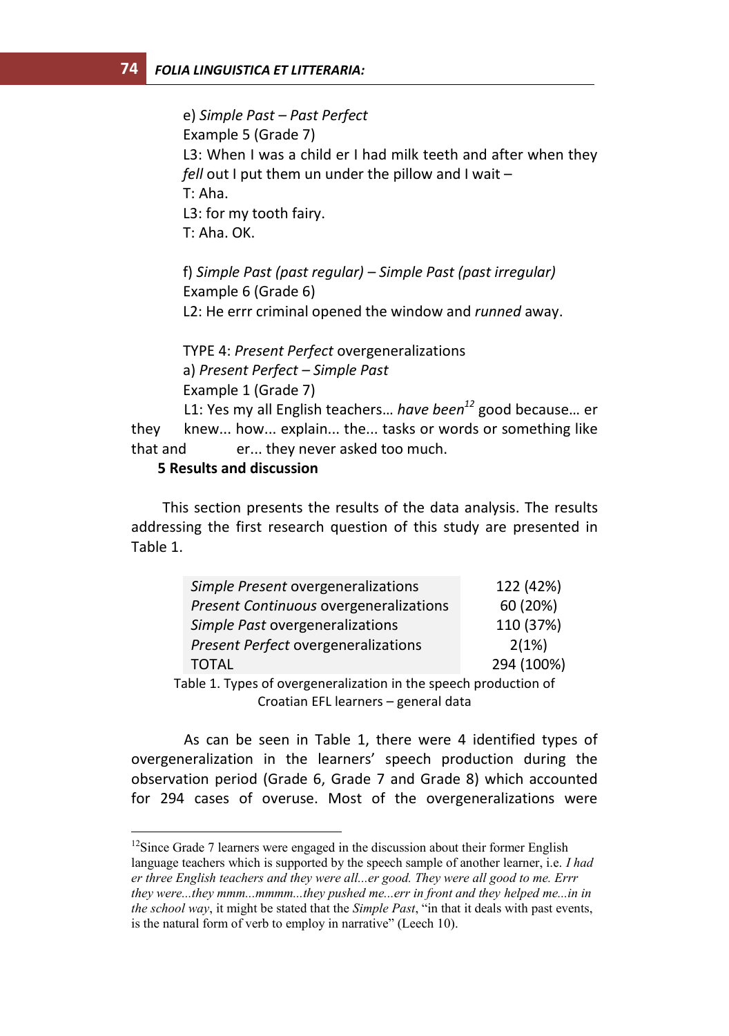e) *Simple Past – Past Perfect*

Example 5 (Grade 7)

L3: When I was a child er I had milk teeth and after when they *fell* out I put them un under the pillow and I wait –

T: Aha.

L3: for my tooth fairy.

T: Aha. OK.

f) *Simple Past (past regular) – Simple Past (past irregular)*

Example 6 (Grade 6)

L2: He errr criminal opened the window and *runned* away.

TYPE 4: *Present Perfect* overgeneralizations

a) *Present Perfect – Simple Past*

Example 1 (Grade 7)

L1: Yes my all English teachers… *have been*[12] good because… er they knew... how... explain... the... tasks or words or something like that and er... they never asked too much.

## 5 Results and discussion

This section presents the results of the data analysis. The results addressing the first research question of this study are presented in Table 1.

| | |
|---|---|
| *Simple Present* overgeneralizations | 122 (42%) |
| *Present Continuous* overgeneralizations | 60 (20%) |
| *Simple Past* overgeneralizations | 110 (37%) |
| *Present Perfect* overgeneralizations | 2(1%) |
| TOTAL | 294 (100%) |

Table 1. Types of overgeneralization in the speech production of Croatian EFL learners – general data

As can be seen in Table 1, there were 4 identified types of overgeneralization in the learners' speech production during the observation period (Grade 6, Grade 7 and Grade 8) which accounted for 294 cases of overuse. Most of the overgeneralizations were

[12]Since Grade 7 learners were engaged in the discussion about their former English language teachers which is supported by the speech sample of another learner, i.e. *I had er three English teachers and they were all...er good. They were all good to me. Errr they were...they mmm...mmmm...they pushed me...err in front and they helped me...in in the school way*, it might be stated that the *Simple Past*, "in that it deals with past events, is the natural form of verb to employ in narrative" (Leech 10).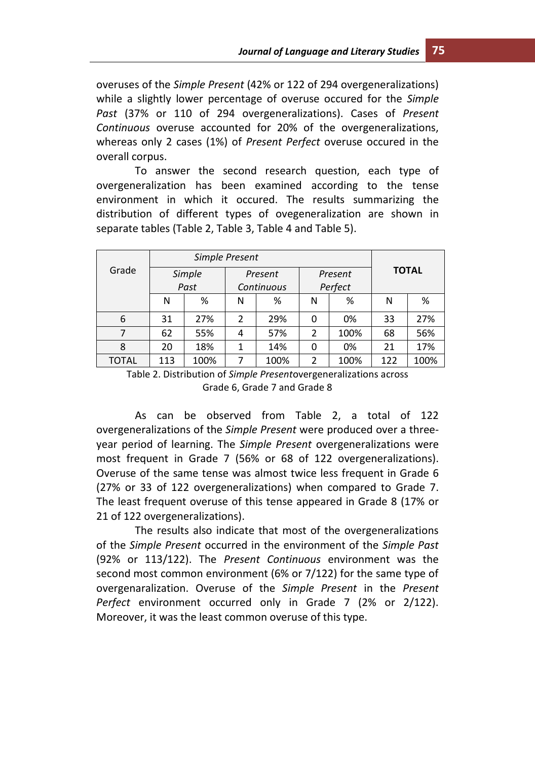overuses of the *Simple Present* (42% or 122 of 294 overgeneralizations) while a slightly lower percentage of overuse occured for the *Simple Past* (37% or 110 of 294 overgeneralizations). Cases of *Present Continuous* overuse accounted for 20% of the overgeneralizations, whereas only 2 cases (1%) of *Present Perfect* overuse occured in the overall corpus.

To answer the second research question, each type of overgeneralization has been examined according to the tense environment in which it occured. The results summarizing the distribution of different types of ovegeneralization are shown in separate tables (Table 2, Table 3, Table 4 and Table 5).

| Grade | *Simple Present* | | | | | | **TOTAL** | |
|---|---|---|---|---|---|---|---|---|
| | *Simple Past* | | *Present Continuous* | | *Present Perfect* | | | |
| | N | % | N | % | N | % | N | % |
| 6 | 31 | 27% | 2 | 29% | 0 | 0% | 33 | 27% |
| 7 | 62 | 55% | 4 | 57% | 2 | 100% | 68 | 56% |
| 8 | 20 | 18% | 1 | 14% | 0 | 0% | 21 | 17% |
| TOTAL | 113 | 100% | 7 | 100% | 2 | 100% | 122 | 100% |

Table 2. Distribution of *Simple Present*overgeneralizations across Grade 6, Grade 7 and Grade 8

As can be observed from Table 2, a total of 122 overgeneralizations of the *Simple Present* were produced over a three-year period of learning. The *Simple Present* overgeneralizations were most frequent in Grade 7 (56% or 68 of 122 overgeneralizations). Overuse of the same tense was almost twice less frequent in Grade 6 (27% or 33 of 122 overgeneralizations) when compared to Grade 7. The least frequent overuse of this tense appeared in Grade 8 (17% or 21 of 122 overgeneralizations).

The results also indicate that most of the overgeneralizations of the *Simple Present* occurred in the environment of the *Simple Past* (92% or 113/122). The *Present Continuous* environment was the second most common environment (6% or 7/122) for the same type of overgenaralization. Overuse of the *Simple Present* in the *Present Perfect* environment occurred only in Grade 7 (2% or 2/122). Moreover, it was the least common overuse of this type.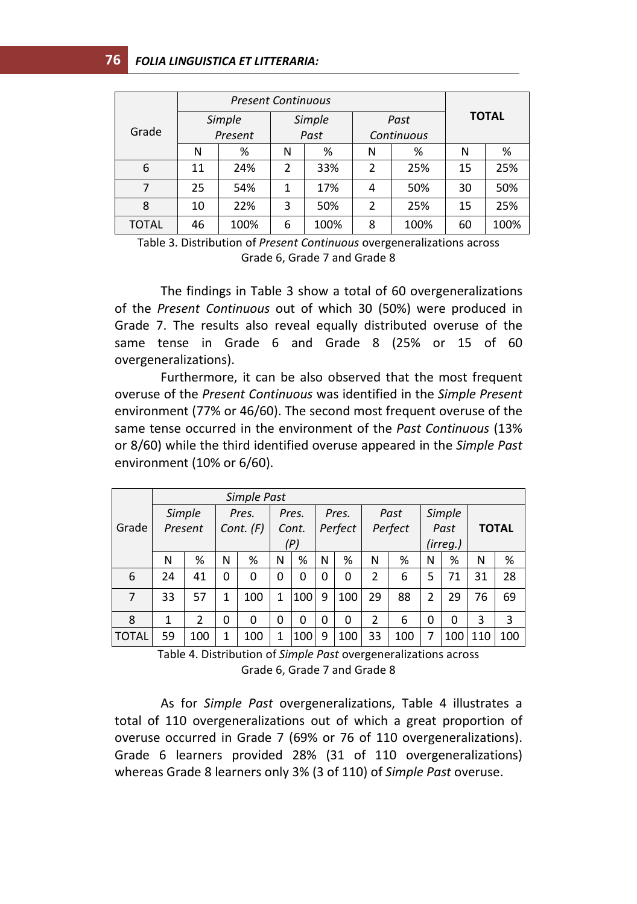| Grade | *Present Continuous* | | | | | | TOTAL | |
|---|---|---|---|---|---|---|---|---|
| | *Simple Present* | | *Simple Past* | | *Past Continuous* | | | |
| | N | % | N | % | N | % | N | % |
| 6 | 11 | 24% | 2 | 33% | 2 | 25% | 15 | 25% |
| 7 | 25 | 54% | 1 | 17% | 4 | 50% | 30 | 50% |
| 8 | 10 | 22% | 3 | 50% | 2 | 25% | 15 | 25% |
| TOTAL | 46 | 100% | 6 | 100% | 8 | 100% | 60 | 100% |

Table 3. Distribution of *Present Continuous* overgeneralizations across Grade 6, Grade 7 and Grade 8

The findings in Table 3 show a total of 60 overgeneralizations of the *Present Continuous* out of which 30 (50%) were produced in Grade 7. The results also reveal equally distributed overuse of the same tense in Grade 6 and Grade 8 (25% or 15 of 60 overgeneralizations).

Furthermore, it can be also observed that the most frequent overuse of the *Present Continuous* was identified in the *Simple Present* environment (77% or 46/60). The second most frequent overuse of the same tense occurred in the environment of the *Past Continuous* (13% or 8/60) while the third identified overuse appeared in the *Simple Past* environment (10% or 6/60).

| Grade | *Simple Past* | | | | | | | | | | | | TOTAL | |
|---|---|---|---|---|---|---|---|---|---|---|---|---|---|---|
| | *Simple Present* | | *Pres. Cont. (F)* | | *Pres. Cont. (P)* | | *Pres. Perfect* | | *Past Perfect* | | *Simple Past (irreg.)* | | | |
| | N | % | N | % | N | % | N | % | N | % | N | % | N | % |
| 6 | 24 | 41 | 0 | 0 | 0 | 0 | 0 | 0 | 2 | 6 | 5 | 71 | 31 | 28 |
| 7 | 33 | 57 | 1 | 100 | 1 | 100 | 9 | 100 | 29 | 88 | 2 | 29 | 76 | 69 |
| 8 | 1 | 2 | 0 | 0 | 0 | 0 | 0 | 0 | 2 | 6 | 0 | 0 | 3 | 3 |
| TOTAL | 59 | 100 | 1 | 100 | 1 | 100 | 9 | 100 | 33 | 100 | 7 | 100 | 110 | 100 |

Table 4. Distribution of *Simple Past* overgeneralizations across Grade 6, Grade 7 and Grade 8

As for *Simple Past* overgeneralizations, Table 4 illustrates a total of 110 overgeneralizations out of which a great proportion of overuse occurred in Grade 7 (69% or 76 of 110 overgeneralizations). Grade 6 learners provided 28% (31 of 110 overgeneralizations) whereas Grade 8 learners only 3% (3 of 110) of *Simple Past* overuse.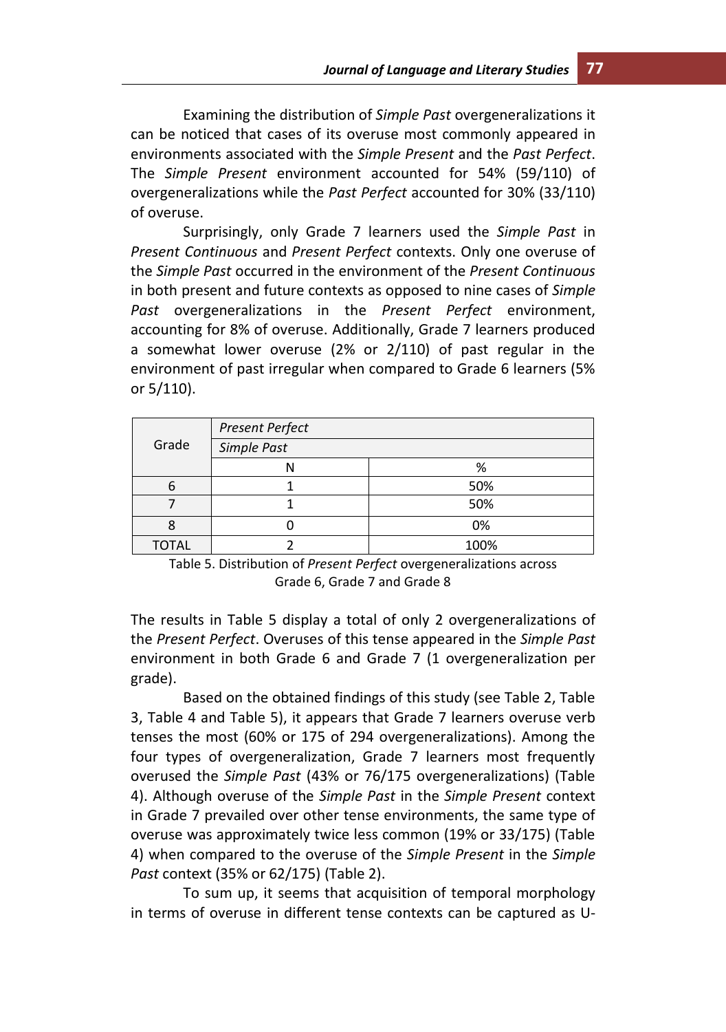Examining the distribution of *Simple Past* overgeneralizations it can be noticed that cases of its overuse most commonly appeared in environments associated with the *Simple Present* and the *Past Perfect*. The *Simple Present* environment accounted for 54% (59/110) of overgeneralizations while the *Past Perfect* accounted for 30% (33/110) of overuse.

Surprisingly, only Grade 7 learners used the *Simple Past* in *Present Continuous* and *Present Perfect* contexts. Only one overuse of the *Simple Past* occurred in the environment of the *Present Continuous* in both present and future contexts as opposed to nine cases of *Simple Past* overgeneralizations in the *Present Perfect* environment, accounting for 8% of overuse. Additionally, Grade 7 learners produced a somewhat lower overuse (2% or 2/110) of past regular in the environment of past irregular when compared to Grade 6 learners (5% or 5/110).

| Grade | *Present Perfect* | |
|---|---|---|
| | *Simple Past* | |
| | N | % |
| 6 | 1 | 50% |
| 7 | 1 | 50% |
| 8 | 0 | 0% |
| TOTAL | 2 | 100% |

Table 5. Distribution of *Present Perfect* overgeneralizations across Grade 6, Grade 7 and Grade 8

The results in Table 5 display a total of only 2 overgeneralizations of the *Present Perfect*. Overuses of this tense appeared in the *Simple Past* environment in both Grade 6 and Grade 7 (1 overgeneralization per grade).

Based on the obtained findings of this study (see Table 2, Table 3, Table 4 and Table 5), it appears that Grade 7 learners overuse verb tenses the most (60% or 175 of 294 overgeneralizations). Among the four types of overgeneralization, Grade 7 learners most frequently overused the *Simple Past* (43% or 76/175 overgeneralizations) (Table 4). Although overuse of the *Simple Past* in the *Simple Present* context in Grade 7 prevailed over other tense environments, the same type of overuse was approximately twice less common (19% or 33/175) (Table 4) when compared to the overuse of the *Simple Present* in the *Simple Past* context (35% or 62/175) (Table 2).

To sum up, it seems that acquisition of temporal morphology in terms of overuse in different tense contexts can be captured as U-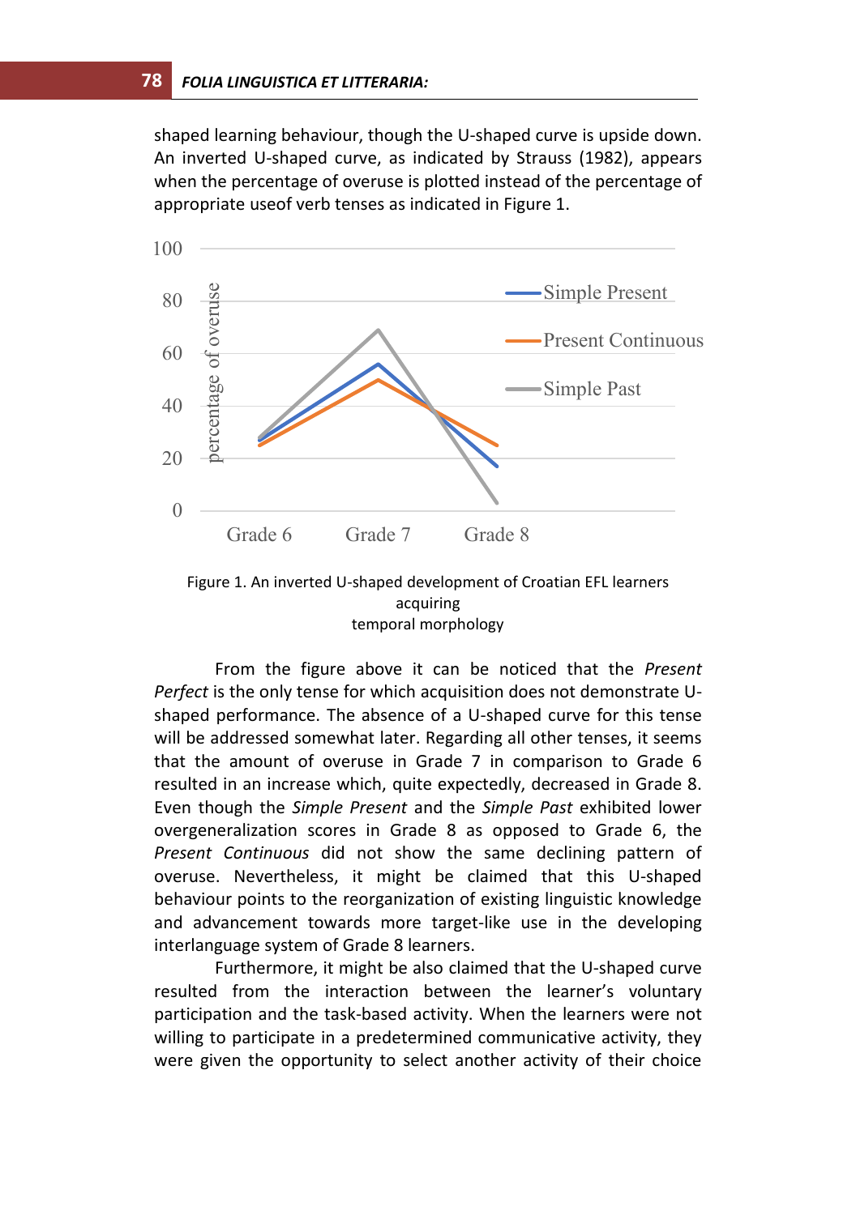shaped learning behaviour, though the U-shaped curve is upside down. An inverted U-shaped curve, as indicated by Strauss (1982), appears when the percentage of overuse is plotted instead of the percentage of appropriate useof verb tenses as indicated in Figure 1.

100
80
60
40
20
0
percentage of overuse
Grade 6
Grade 7
Grade 8
Simple Present
Present Continuous
Simple Past

Figure 1. An inverted U-shaped development of Croatian EFL learners acquiring temporal morphology

From the figure above it can be noticed that the *Present Perfect* is the only tense for which acquisition does not demonstrate U-shaped performance. The absence of a U-shaped curve for this tense will be addressed somewhat later. Regarding all other tenses, it seems that the amount of overuse in Grade 7 in comparison to Grade 6 resulted in an increase which, quite expectedly, decreased in Grade 8. Even though the *Simple Present* and the *Simple Past* exhibited lower overgeneralization scores in Grade 8 as opposed to Grade 6, the *Present Continuous* did not show the same declining pattern of overuse. Nevertheless, it might be claimed that this U-shaped behaviour points to the reorganization of existing linguistic knowledge and advancement towards more target-like use in the developing interlanguage system of Grade 8 learners.

Furthermore, it might be also claimed that the U-shaped curve resulted from the interaction between the learner's voluntary participation and the task-based activity. When the learners were not willing to participate in a predetermined communicative activity, they were given the opportunity to select another activity of their choice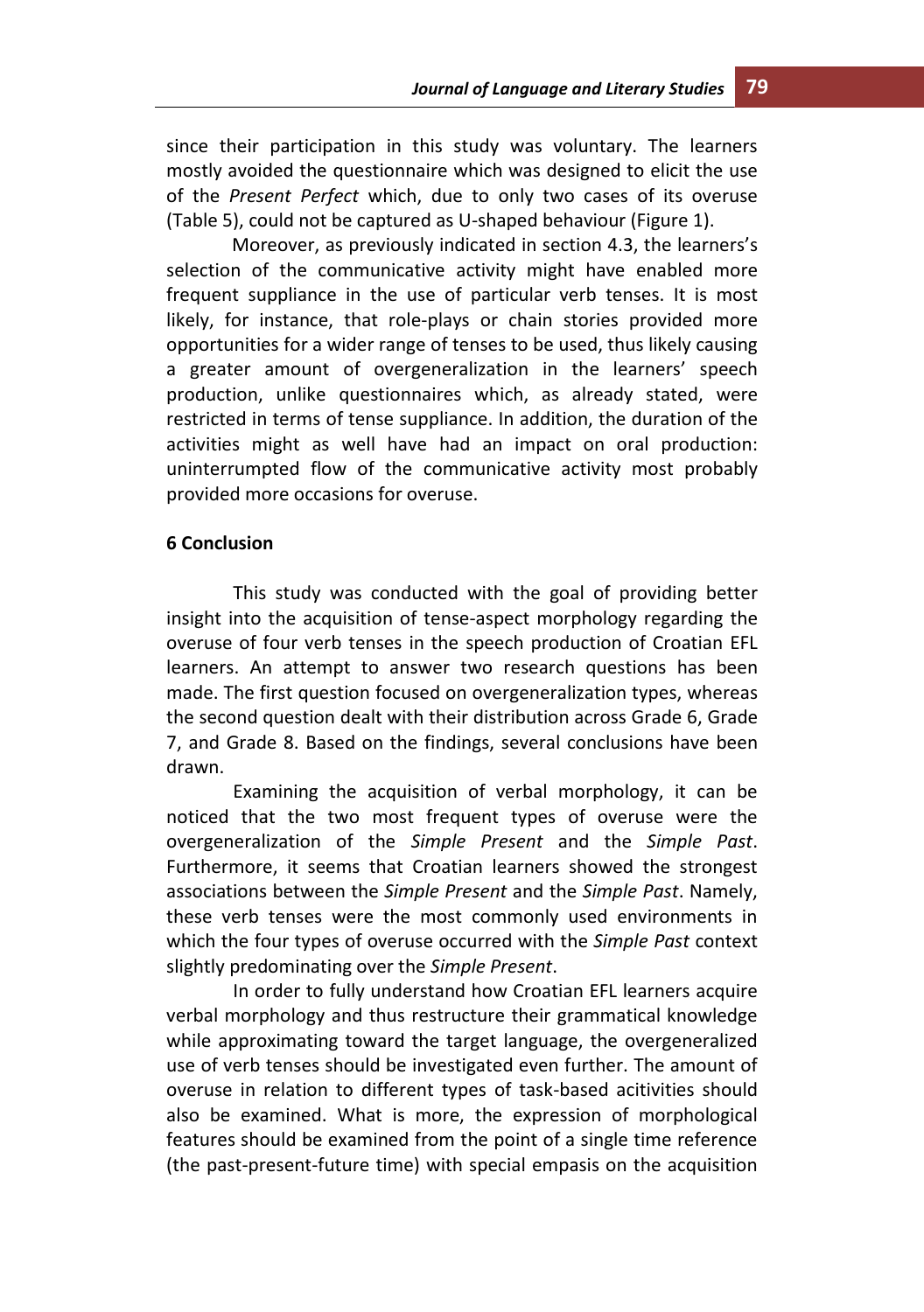since their participation in this study was voluntary. The learners mostly avoided the questionnaire which was designed to elicit the use of the *Present Perfect* which, due to only two cases of its overuse (Table 5), could not be captured as U-shaped behaviour (Figure 1).

Moreover, as previously indicated in section 4.3, the learners's selection of the communicative activity might have enabled more frequent suppliance in the use of particular verb tenses. It is most likely, for instance, that role-plays or chain stories provided more opportunities for a wider range of tenses to be used, thus likely causing a greater amount of overgeneralization in the learners' speech production, unlike questionnaires which, as already stated, were restricted in terms of tense suppliance. In addition, the duration of the activities might as well have had an impact on oral production: uninterrupted flow of the communicative activity most probably provided more occasions for overuse.

## 6 Conclusion

This study was conducted with the goal of providing better insight into the acquisition of tense-aspect morphology regarding the overuse of four verb tenses in the speech production of Croatian EFL learners. An attempt to answer two research questions has been made. The first question focused on overgeneralization types, whereas the second question dealt with their distribution across Grade 6, Grade 7, and Grade 8. Based on the findings, several conclusions have been drawn.

Examining the acquisition of verbal morphology, it can be noticed that the two most frequent types of overuse were the overgeneralization of the *Simple Present* and the *Simple Past*. Furthermore, it seems that Croatian learners showed the strongest associations between the *Simple Present* and the *Simple Past*. Namely, these verb tenses were the most commonly used environments in which the four types of overuse occurred with the *Simple Past* context slightly predominating over the *Simple Present*.

In order to fully understand how Croatian EFL learners acquire verbal morphology and thus restructure their grammatical knowledge while approximating toward the target language, the overgeneralized use of verb tenses should be investigated even further. The amount of overuse in relation to different types of task-based acitivities should also be examined. What is more, the expression of morphological features should be examined from the point of a single time reference (the past-present-future time) with special empasis on the acquisition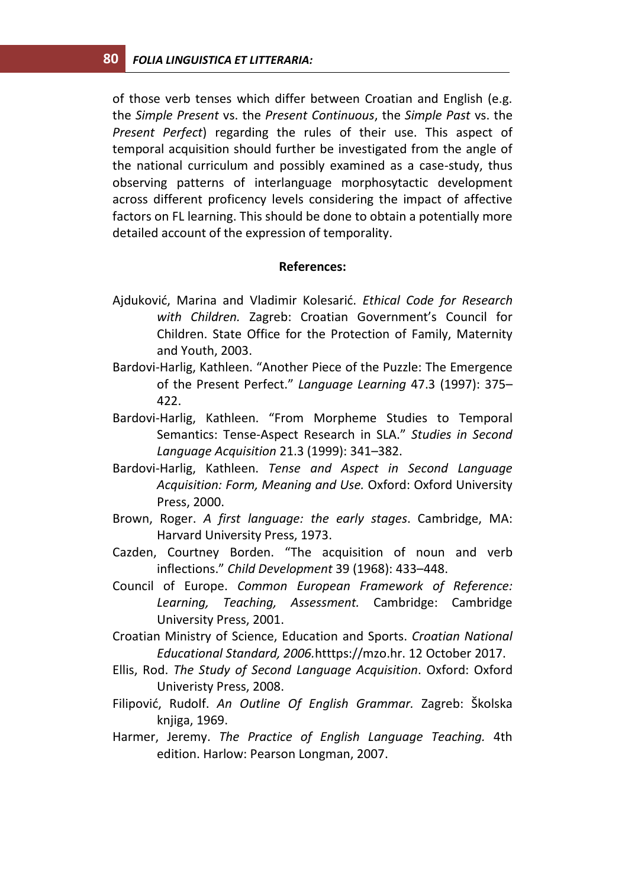of those verb tenses which differ between Croatian and English (e.g. the *Simple Present* vs. the *Present Continuous*, the *Simple Past* vs. the *Present Perfect*) regarding the rules of their use. This aspect of temporal acquisition should further be investigated from the angle of the national curriculum and possibly examined as a case-study, thus observing patterns of interlanguage morphosyntactic development across different proficency levels considering the impact of affective factors on FL learning. This should be done to obtain a potentially more detailed account of the expression of temporality.

**References:**

Ajduković, Marina and Vladimir Kolesarić. *Ethical Code for Research with Children.* Zagreb: Croatian Government's Council for Children. State Office for the Protection of Family, Maternity and Youth, 2003.

Bardovi-Harlig, Kathleen. "Another Piece of the Puzzle: The Emergence of the Present Perfect." *Language Learning* 47.3 (1997): 375–422.

Bardovi-Harlig, Kathleen. "From Morpheme Studies to Temporal Semantics: Tense-Aspect Research in SLA." *Studies in Second Language Acquisition* 21.3 (1999): 341–382.

Bardovi-Harlig, Kathleen. *Tense and Aspect in Second Language Acquisition: Form, Meaning and Use.* Oxford: Oxford University Press, 2000.

Brown, Roger. *A first language: the early stages*. Cambridge, MA: Harvard University Press, 1973.

Cazden, Courtney Borden. "The acquisition of noun and verb inflections." *Child Development* 39 (1968): 433–448.

Council of Europe. *Common European Framework of Reference: Learning, Teaching, Assessment.* Cambridge: Cambridge University Press, 2001.

Croatian Ministry of Science, Education and Sports. *Croatian National Educational Standard, 2006.*htttps://mzo.hr. 12 October 2017.

Ellis, Rod. *The Study of Second Language Acquisition*. Oxford: Oxford Univeristy Press, 2008.

Filipović, Rudolf. *An Outline Of English Grammar.* Zagreb: Školska knjiga, 1969.

Harmer, Jeremy. *The Practice of English Language Teaching.* 4th edition. Harlow: Pearson Longman, 2007.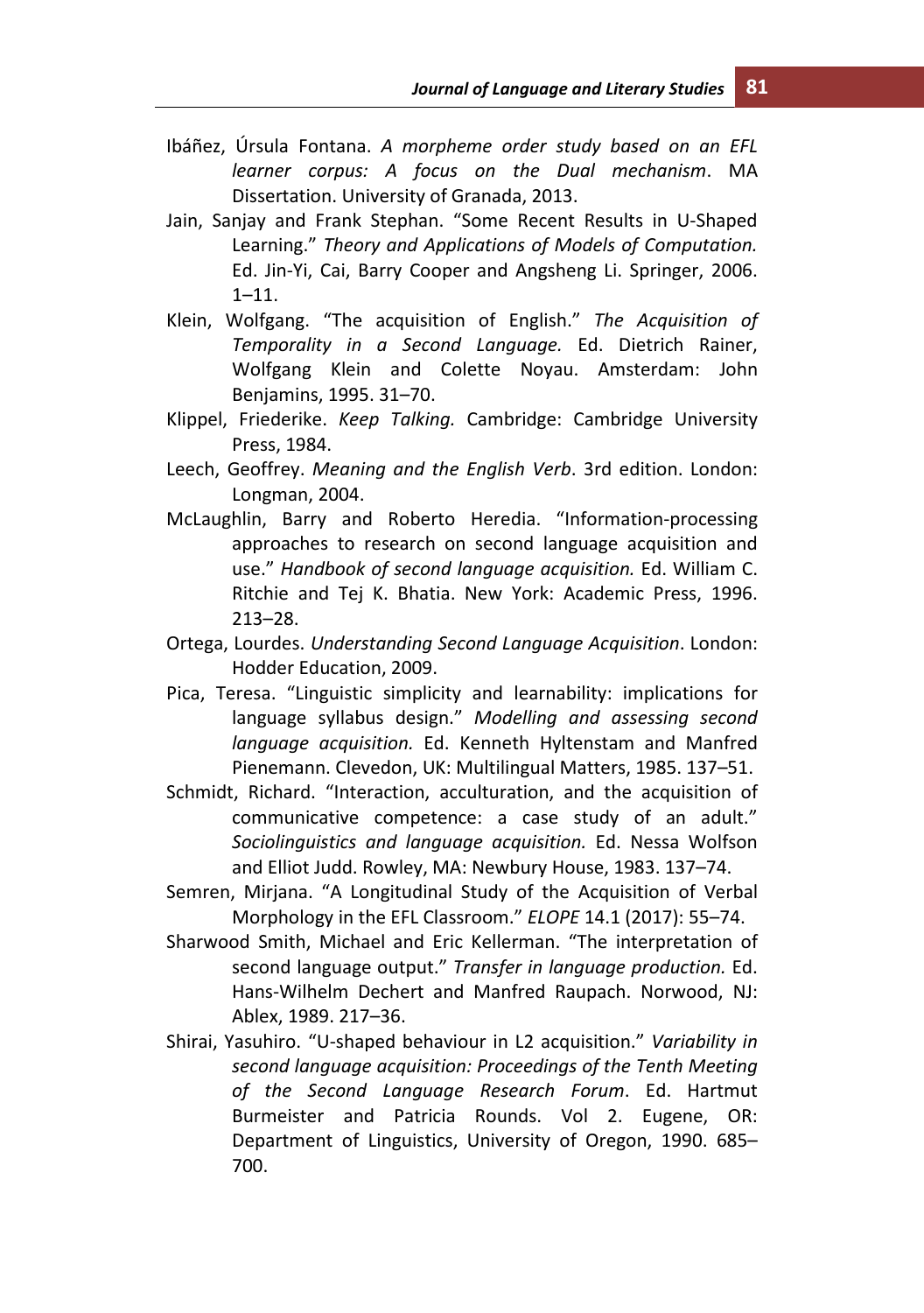Ibáñez, Úrsula Fontana. *A morpheme order study based on an EFL learner corpus: A focus on the Dual mechanism*. MA Dissertation. University of Granada, 2013.

Jain, Sanjay and Frank Stephan. "Some Recent Results in U-Shaped Learning." *Theory and Applications of Models of Computation.* Ed. Jin-Yi, Cai, Barry Cooper and Angsheng Li. Springer, 2006. 1–11.

Klein, Wolfgang. "The acquisition of English." *The Acquisition of Temporality in a Second Language.* Ed. Dietrich Rainer, Wolfgang Klein and Colette Noyau. Amsterdam: John Benjamins, 1995. 31–70.

Klippel, Friederike. *Keep Talking.* Cambridge: Cambridge University Press, 1984.

Leech, Geoffrey. *Meaning and the English Verb*. 3rd edition. London: Longman, 2004.

McLaughlin, Barry and Roberto Heredia. "Information-processing approaches to research on second language acquisition and use." *Handbook of second language acquisition.* Ed. William C. Ritchie and Tej K. Bhatia. New York: Academic Press, 1996. 213–28.

Ortega, Lourdes. *Understanding Second Language Acquisition*. London: Hodder Education, 2009.

Pica, Teresa. "Linguistic simplicity and learnability: implications for language syllabus design." *Modelling and assessing second language acquisition.* Ed. Kenneth Hyltenstam and Manfred Pienemann. Clevedon, UK: Multilingual Matters, 1985. 137–51.

Schmidt, Richard. "Interaction, acculturation, and the acquisition of communicative competence: a case study of an adult." *Sociolinguistics and language acquisition.* Ed. Nessa Wolfson and Elliot Judd. Rowley, MA: Newbury House, 1983. 137–74.

Semren, Mirjana. "A Longitudinal Study of the Acquisition of Verbal Morphology in the EFL Classroom." *ELOPE* 14.1 (2017): 55–74.

Sharwood Smith, Michael and Eric Kellerman. "The interpretation of second language output." *Transfer in language production.* Ed. Hans-Wilhelm Dechert and Manfred Raupach. Norwood, NJ: Ablex, 1989. 217–36.

Shirai, Yasuhiro. "U-shaped behaviour in L2 acquisition." *Variability in second language acquisition: Proceedings of the Tenth Meeting of the Second Language Research Forum*. Ed. Hartmut Burmeister and Patricia Rounds. Vol 2. Eugene, OR: Department of Linguistics, University of Oregon, 1990. 685–700.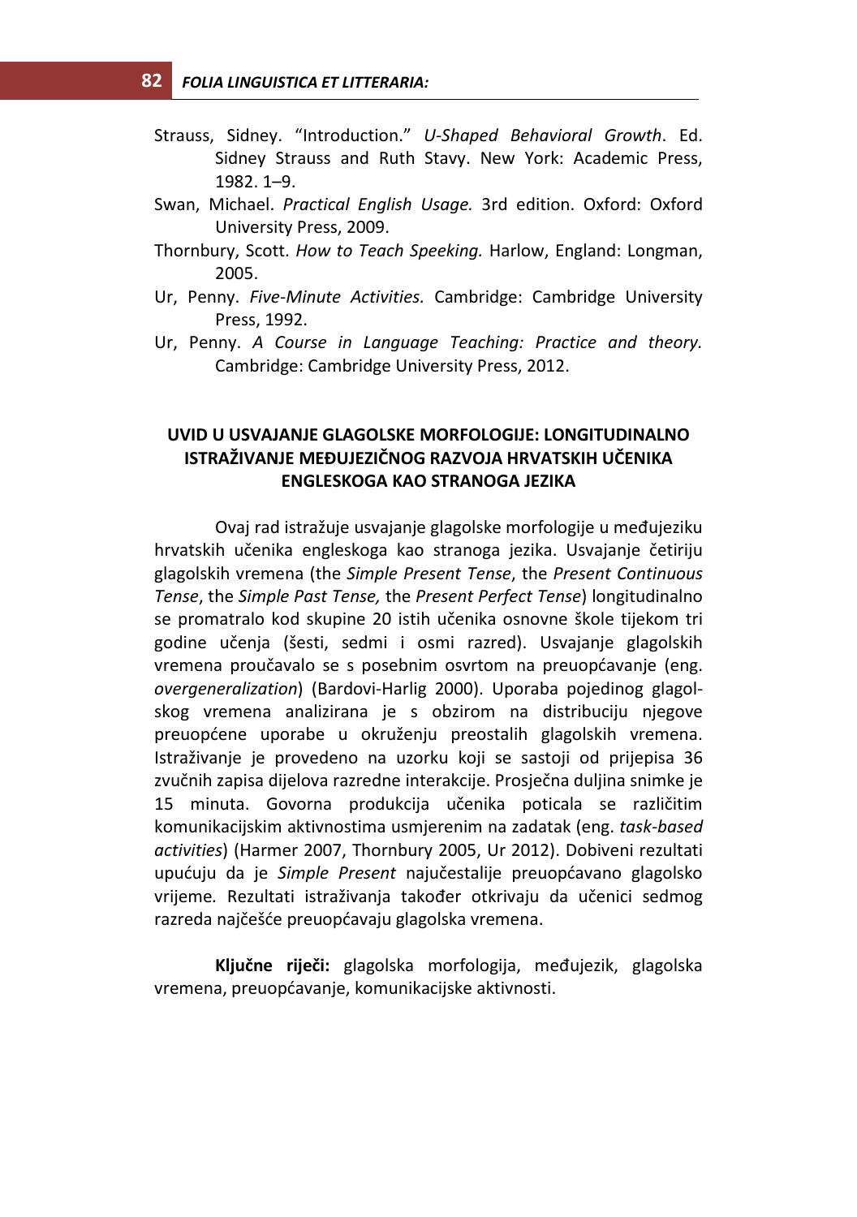Strauss, Sidney. "Introduction." *U-Shaped Behavioral Growth*. Ed. Sidney Strauss and Ruth Stavy. New York: Academic Press, 1982. 1–9.

Swan, Michael. *Practical English Usage.* 3rd edition. Oxford: Oxford University Press, 2009.

Thornbury, Scott. *How to Teach Speeking.* Harlow, England: Longman, 2005.

Ur, Penny. *Five-Minute Activities.* Cambridge: Cambridge University Press, 1992.

Ur, Penny. *A Course in Language Teaching: Practice and theory.* Cambridge: Cambridge University Press, 2012.

## UVID U USVAJANJE GLAGOLSKE MORFOLOGIJE: LONGITUDINALNO ISTRAŽIVANJE MEĐUJEZIČNOG RAZVOJA HRVATSKIH UČENIKA ENGLESKOGA KAO STRANOGA JEZIKA

Ovaj rad istražuje usvajanje glagolske morfologije u međujeziku hrvatskih učenika engleskoga kao stranoga jezika. Usvajanje četiriju glagolskih vremena (the *Simple Present Tense*, the *Present Continuous Tense*, the *Simple Past Tense,* the *Present Perfect Tense*) longitudinalno se promatralo kod skupine 20 istih učenika osnovne škole tijekom tri godine učenja (šesti, sedmi i osmi razred). Usvajanje glagolskih vremena proučavalo se s posebnim osvrtom na preuopćavanje (eng. *overgeneralization*) (Bardovi-Harlig 2000). Uporaba pojedinog glagolskog vremena analizirana je s obzirom na distribuciju njegove preuopćene uporabe u okruženju preostalih glagolskih vremena. Istraživanje je provedeno na uzorku koji se sastoji od prijepisa 36 zvučnih zapisa dijelova razredne interakcije. Prosječna duljina snimke je 15 minuta. Govorna produkcija učenika poticala se različitim komunikacijskim aktivnostima usmjerenim na zadatak (eng. *task-based activities*) (Harmer 2007, Thornbury 2005, Ur 2012). Dobiveni rezultati upućuju da je *Simple Present* najučestalije preuopćavano glagolsko vrijeme*.* Rezultati istraživanja također otkrivaju da učenici sedmog razreda najčešće preuopćavaju glagolska vremena.

**Ključne riječi:** glagolska morfologija, međujezik, glagolska vremena, preuopćavanje, komunikacijske aktivnosti.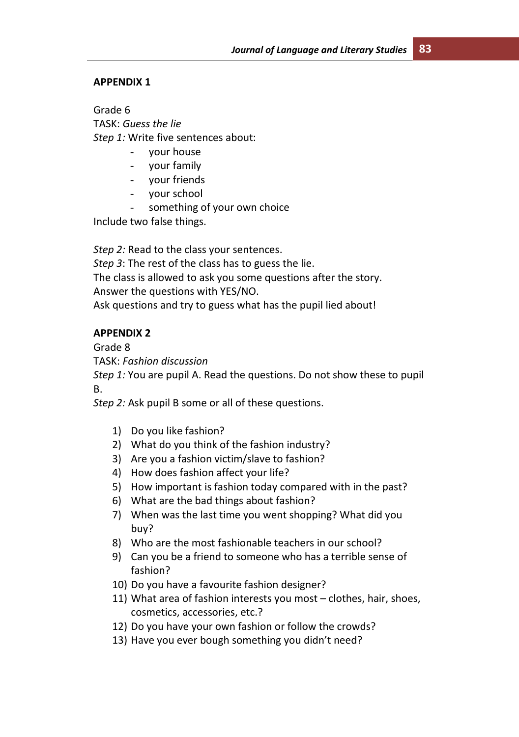## APPENDIX 1

Grade 6

TASK: *Guess the lie*

*Step 1:* Write five sentences about:

- your house
- your family
- your friends
- your school
- something of your own choice

Include two false things.

*Step 2:* Read to the class your sentences.

*Step 3*: The rest of the class has to guess the lie.

The class is allowed to ask you some questions after the story.

Answer the questions with YES/NO.

Ask questions and try to guess what has the pupil lied about!

## APPENDIX 2

Grade 8

TASK: *Fashion discussion*

*Step 1:* You are pupil A. Read the questions. Do not show these to pupil B.

*Step 2:* Ask pupil B some or all of these questions.

1) Do you like fashion?
2) What do you think of the fashion industry?
3) Are you a fashion victim/slave to fashion?
4) How does fashion affect your life?
5) How important is fashion today compared with in the past?
6) What are the bad things about fashion?
7) When was the last time you went shopping? What did you buy?
8) Who are the most fashionable teachers in our school?
9) Can you be a friend to someone who has a terrible sense of fashion?
10) Do you have a favourite fashion designer?
11) What area of fashion interests you most – clothes, hair, shoes, cosmetics, accessories, etc.?
12) Do you have your own fashion or follow the crowds?
13) Have you ever bough something you didn't need?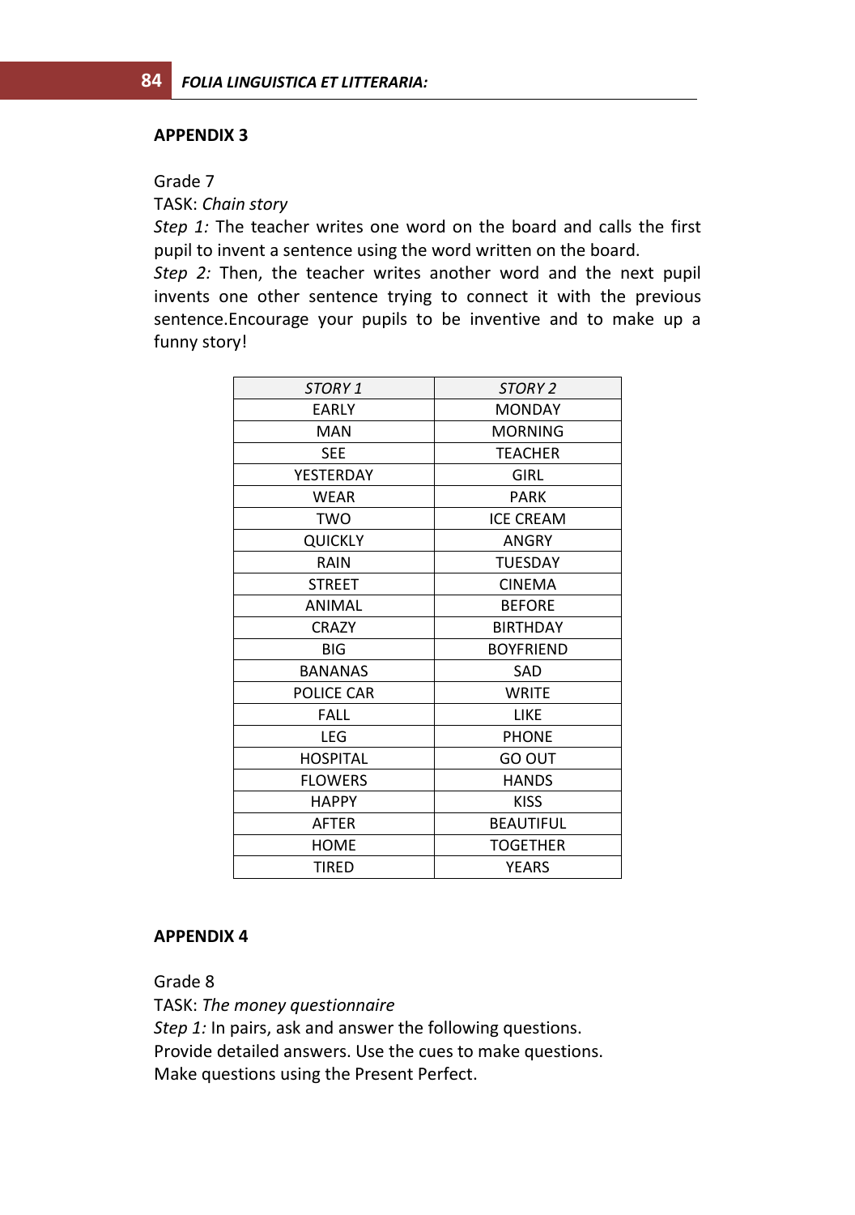**APPENDIX 3**

Grade 7
TASK: *Chain story*
*Step 1:* The teacher writes one word on the board and calls the first pupil to invent a sentence using the word written on the board.
*Step 2:* Then, the teacher writes another word and the next pupil invents one other sentence trying to connect it with the previous sentence.Encourage your pupils to be inventive and to make up a funny story!

| *STORY 1* | *STORY 2* |
|---|---|
| EARLY | MONDAY |
| MAN | MORNING |
| SEE | TEACHER |
| YESTERDAY | GIRL |
| WEAR | PARK |
| TWO | ICE CREAM |
| QUICKLY | ANGRY |
| RAIN | TUESDAY |
| STREET | CINEMA |
| ANIMAL | BEFORE |
| CRAZY | BIRTHDAY |
| BIG | BOYFRIEND |
| BANANAS | SAD |
| POLICE CAR | WRITE |
| FALL | LIKE |
| LEG | PHONE |
| HOSPITAL | GO OUT |
| FLOWERS | HANDS |
| HAPPY | KISS |
| AFTER | BEAUTIFUL |
| HOME | TOGETHER |
| TIRED | YEARS |

**APPENDIX 4**

Grade 8
TASK: *The money questionnaire*
*Step 1:* In pairs, ask and answer the following questions.
Provide detailed answers. Use the cues to make questions.
Make questions using the Present Perfect.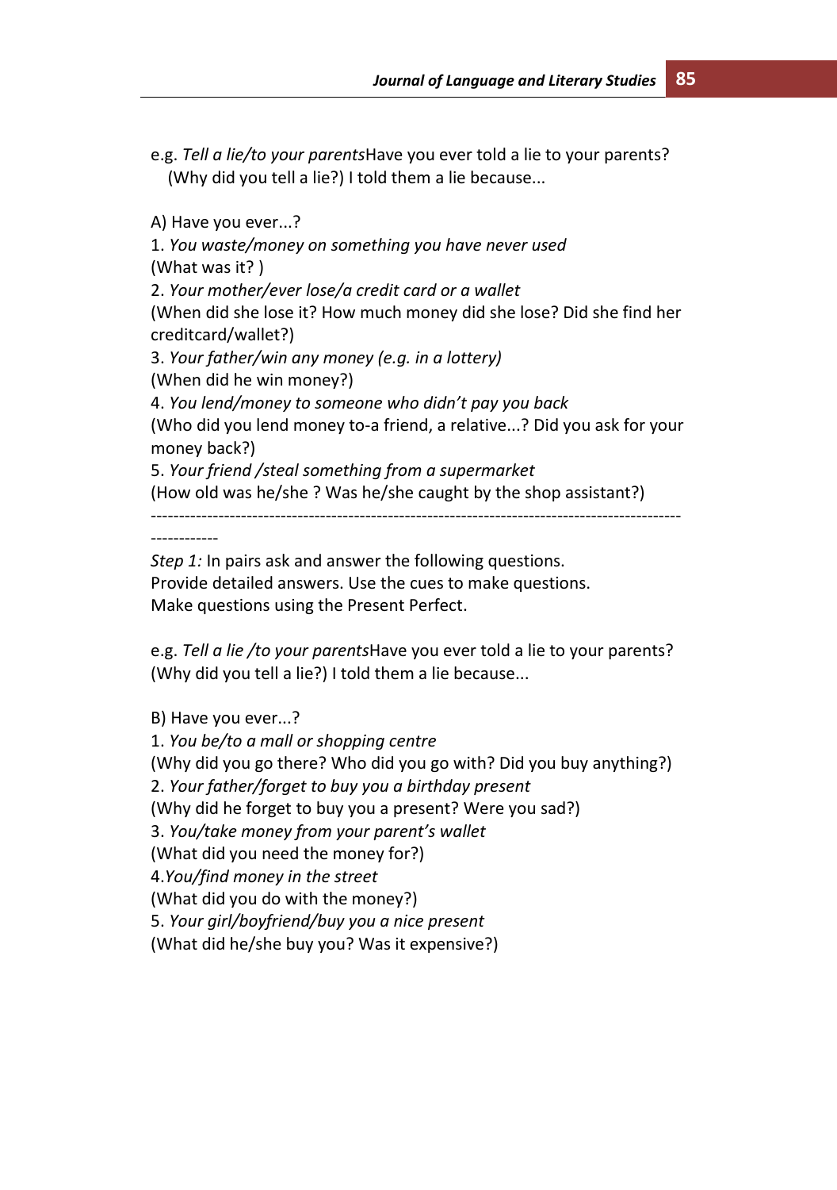e.g. *Tell a lie/to your parents*Have you ever told a lie to your parents?
(Why did you tell a lie?) I told them a lie because...

A) Have you ever...?

1. *You waste/money on something you have never used*
(What was it? )
2. *Your mother/ever lose/a credit card or a wallet*
(When did she lose it? How much money did she lose? Did she find her creditcard/wallet?)
3. *Your father/win any money (e.g. in a lottery)*
(When did he win money?)
4. *You lend/money to someone who didn't pay you back*
(Who did you lend money to-a friend, a relative...? Did you ask for your money back?)
5. *Your friend /steal something from a supermarket*
(How old was he/she ? Was he/she caught by the shop assistant?)

------------------------------------------------------------------------------------------------------------

*Step 1:* In pairs ask and answer the following questions.
Provide detailed answers. Use the cues to make questions.
Make questions using the Present Perfect.

e.g. *Tell a lie /to your parents*Have you ever told a lie to your parents?
(Why did you tell a lie?) I told them a lie because...

B) Have you ever...?

1. *You be/to a mall or shopping centre*
(Why did you go there? Who did you go with? Did you buy anything?)
2. *Your father/forget to buy you a birthday present*
(Why did he forget to buy you a present? Were you sad?)
3. *You/take money from your parent's wallet*
(What did you need the money for?)
4. *You/find money in the street*
(What did you do with the money?)
5. *Your girl/boyfriend/buy you a nice present*
(What did he/she buy you? Was it expensive?)